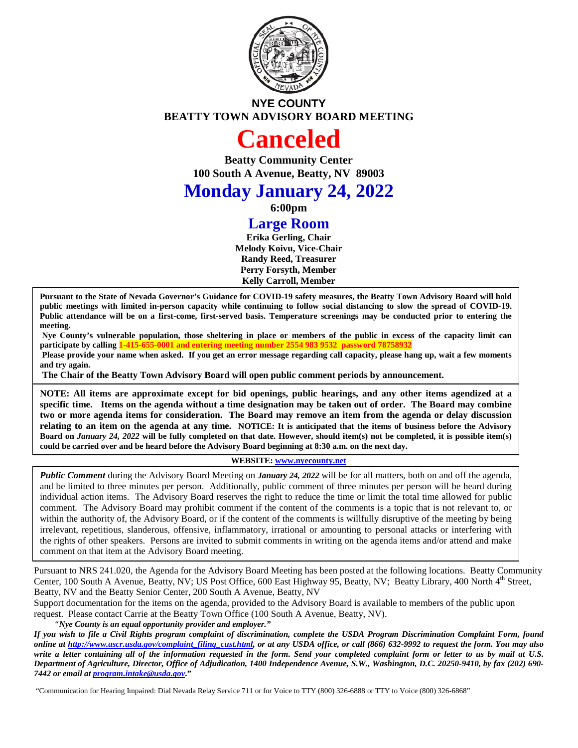**NYE COUNTY**
**BEATTY TOWN ADVISORY BOARD MEETING**

# Canceled

**Beatty Community Center**
**100 South A Avenue, Beatty, NV 89003**

## Monday January 24, 2022

**6:00pm**

## Large Room

**Erika Gerling, Chair**
**Melody Koivu, Vice-Chair**
**Randy Reed, Treasurer**
**Perry Forsyth, Member**
**Kelly Carroll, Member**

**Pursuant to the State of Nevada Governor's Guidance for COVID-19 safety measures, the Beatty Town Advisory Board will hold public meetings with limited in-person capacity while continuing to follow social distancing to slow the spread of COVID-19. Public attendance will be on a first-come, first-served basis. Temperature screenings may be conducted prior to entering the meeting.**

**Nye County's vulnerable population, those sheltering in place or members of the public in excess of the capacity limit can participate by calling 1-415-655-0001 and entering meeting number 2554 983 9532 password 78758932**

**Please provide your name when asked. If you get an error message regarding call capacity, please hang up, wait a few moments and try again.**

**The Chair of the Beatty Town Advisory Board will open public comment periods by announcement.**

**NOTE: All items are approximate except for bid openings, public hearings, and any other items agendized at a specific time. Items on the agenda without a time designation may be taken out of order. The Board may combine two or more agenda items for consideration. The Board may remove an item from the agenda or delay discussion relating to an item on the agenda at any time. NOTICE: It is anticipated that the items of business before the Advisory Board on *January 24, 2022* will be fully completed on that date. However, should item(s) not be completed, it is possible item(s) could be carried over and be heard before the Advisory Board beginning at 8:30 a.m. on the next day.**

**WEBSITE: www.nyecounty.net**

***Public Comment*** during the Advisory Board Meeting on ***January 24, 2022*** will be for all matters, both on and off the agenda, and be limited to three minutes per person. Additionally, public comment of three minutes per person will be heard during individual action items. The Advisory Board reserves the right to reduce the time or limit the total time allowed for public comment. The Advisory Board may prohibit comment if the content of the comments is a topic that is not relevant to, or within the authority of, the Advisory Board, or if the content of the comments is willfully disruptive of the meeting by being irrelevant, repetitious, slanderous, offensive, inflammatory, irrational or amounting to personal attacks or interfering with the rights of other speakers. Persons are invited to submit comments in writing on the agenda items and/or attend and make comment on that item at the Advisory Board meeting.

Pursuant to NRS 241.020, the Agenda for the Advisory Board Meeting has been posted at the following locations. Beatty Community Center, 100 South A Avenue, Beatty, NV; US Post Office, 600 East Highway 95, Beatty, NV; Beatty Library, 400 North 4th Street, Beatty, NV and the Beatty Senior Center, 200 South A Avenue, Beatty, NV

Support documentation for the items on the agenda, provided to the Advisory Board is available to members of the public upon request. Please contact Carrie at the Beatty Town Office (100 South A Avenue, Beatty, NV).

*"Nye County is an equal opportunity provider and employer."*

***If you wish to file a Civil Rights program complaint of discrimination, complete the USDA Program Discrimination Complaint Form, found online at http://www.ascr.usda.gov/complaint_filing_cust.html, or at any USDA office, or call (866) 632-9992 to request the form. You may also write a letter containing all of the information requested in the form. Send your completed complaint form or letter to us by mail at U.S. Department of Agriculture, Director, Office of Adjudication, 1400 Independence Avenue, S.W., Washington, D.C. 20250-9410, by fax (202) 690-7442 or email at program.intake@usda.gov."***

"Communication for Hearing Impaired: Dial Nevada Relay Service 711 or for Voice to TTY (800) 326-6888 or TTY to Voice (800) 326-6868"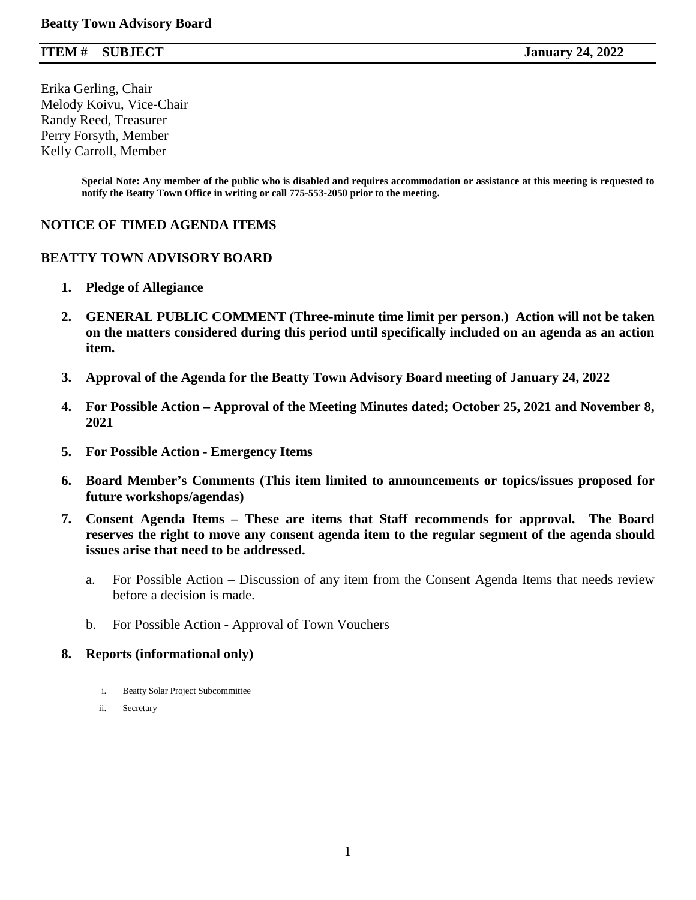**Beatty Town Advisory Board**

| **ITEM #** | **SUBJECT** | **January 24, 2022** |
|---|---|---|

Erika Gerling, Chair
Melody Koivu, Vice-Chair
Randy Reed, Treasurer
Perry Forsyth, Member
Kelly Carroll, Member

**Special Note: Any member of the public who is disabled and requires accommodation or assistance at this meeting is requested to notify the Beatty Town Office in writing or call 775-553-2050 prior to the meeting.**

## NOTICE OF TIMED AGENDA ITEMS

## BEATTY TOWN ADVISORY BOARD

1. **Pledge of Allegiance**
2. **GENERAL PUBLIC COMMENT (Three-minute time limit per person.) Action will not be taken on the matters considered during this period until specifically included on an agenda as an action item.**
3. **Approval of the Agenda for the Beatty Town Advisory Board meeting of January 24, 2022**
4. **For Possible Action – Approval of the Meeting Minutes dated; October 25, 2021 and November 8, 2021**
5. **For Possible Action - Emergency Items**
6. **Board Member's Comments (This item limited to announcements or topics/issues proposed for future workshops/agendas)**
7. **Consent Agenda Items – These are items that Staff recommends for approval. The Board reserves the right to move any consent agenda item to the regular segment of the agenda should issues arise that need to be addressed.**
   a. For Possible Action – Discussion of any item from the Consent Agenda Items that needs review before a decision is made.
   b. For Possible Action - Approval of Town Vouchers
8. **Reports (informational only)**
   i. Beatty Solar Project Subcommittee
   ii. Secretary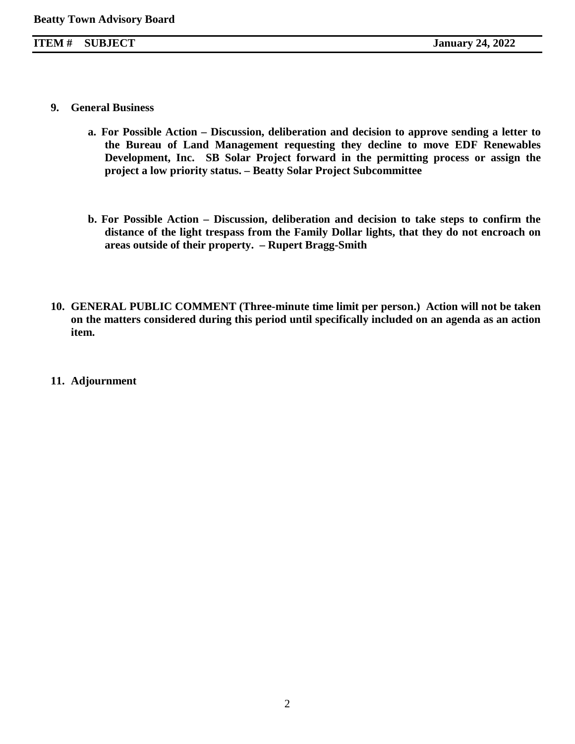9. **General Business**

   a. **For Possible Action – Discussion, deliberation and decision to approve sending a letter to the Bureau of Land Management requesting they decline to move EDF Renewables Development, Inc. SB Solar Project forward in the permitting process or assign the project a low priority status. – Beatty Solar Project Subcommittee**

   b. **For Possible Action – Discussion, deliberation and decision to take steps to confirm the distance of the light trespass from the Family Dollar lights, that they do not encroach on areas outside of their property. – Rupert Bragg-Smith**

10. **GENERAL PUBLIC COMMENT (Three-minute time limit per person.) Action will not be taken on the matters considered during this period until specifically included on an agenda as an action item.**

11. **Adjournment**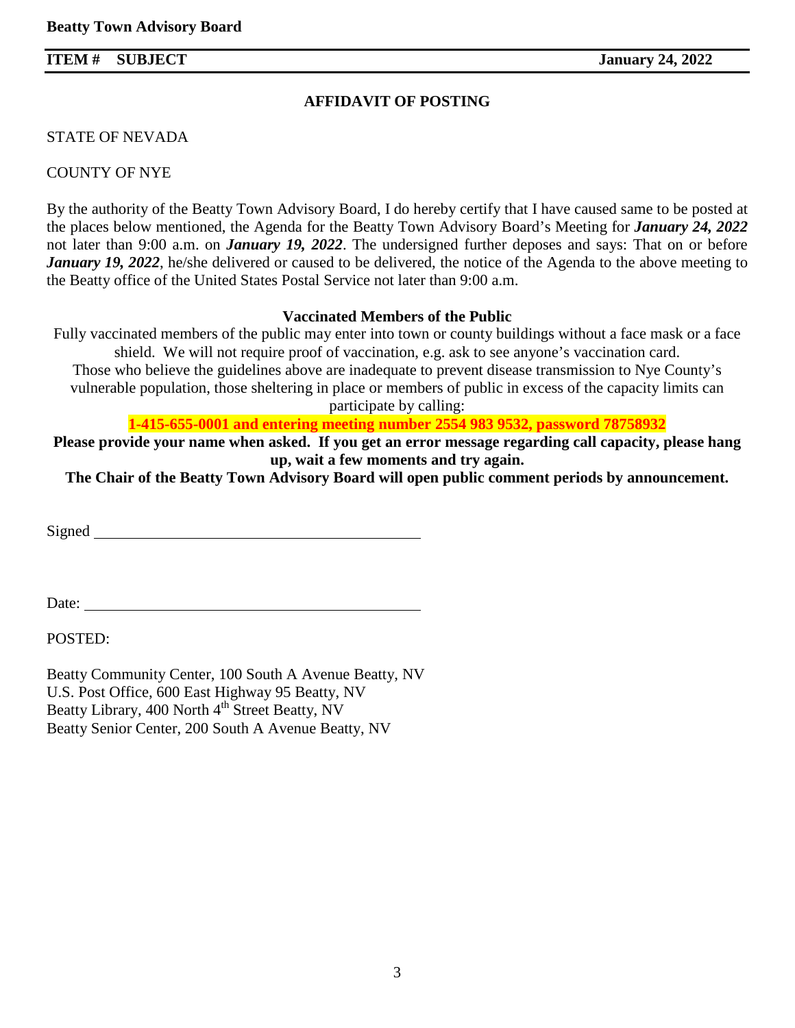**Beatty Town Advisory Board**

**ITEM # SUBJECT** **January 24, 2022**

## AFFIDAVIT OF POSTING

STATE OF NEVADA

COUNTY OF NYE

By the authority of the Beatty Town Advisory Board, I do hereby certify that I have caused same to be posted at the places below mentioned, the Agenda for the Beatty Town Advisory Board's Meeting for ***January 24, 2022*** not later than 9:00 a.m. on ***January 19, 2022***. The undersigned further deposes and says: That on or before ***January 19, 2022***, he/she delivered or caused to be delivered, the notice of the Agenda to the above meeting to the Beatty office of the United States Postal Service not later than 9:00 a.m.

**Vaccinated Members of the Public**

Fully vaccinated members of the public may enter into town or county buildings without a face mask or a face shield. We will not require proof of vaccination, e.g. ask to see anyone's vaccination card. Those who believe the guidelines above are inadequate to prevent disease transmission to Nye County's vulnerable population, those sheltering in place or members of public in excess of the capacity limits can participate by calling:

**1-415-655-0001 and entering meeting number 2554 983 9532, password 78758932**

**Please provide your name when asked. If you get an error message regarding call capacity, please hang up, wait a few moments and try again.**

**The Chair of the Beatty Town Advisory Board will open public comment periods by announcement.**

Signed ________________________________________

Date: ________________________________________

POSTED:

Beatty Community Center, 100 South A Avenue Beatty, NV
U.S. Post Office, 600 East Highway 95 Beatty, NV
Beatty Library, 400 North 4th Street Beatty, NV
Beatty Senior Center, 200 South A Avenue Beatty, NV